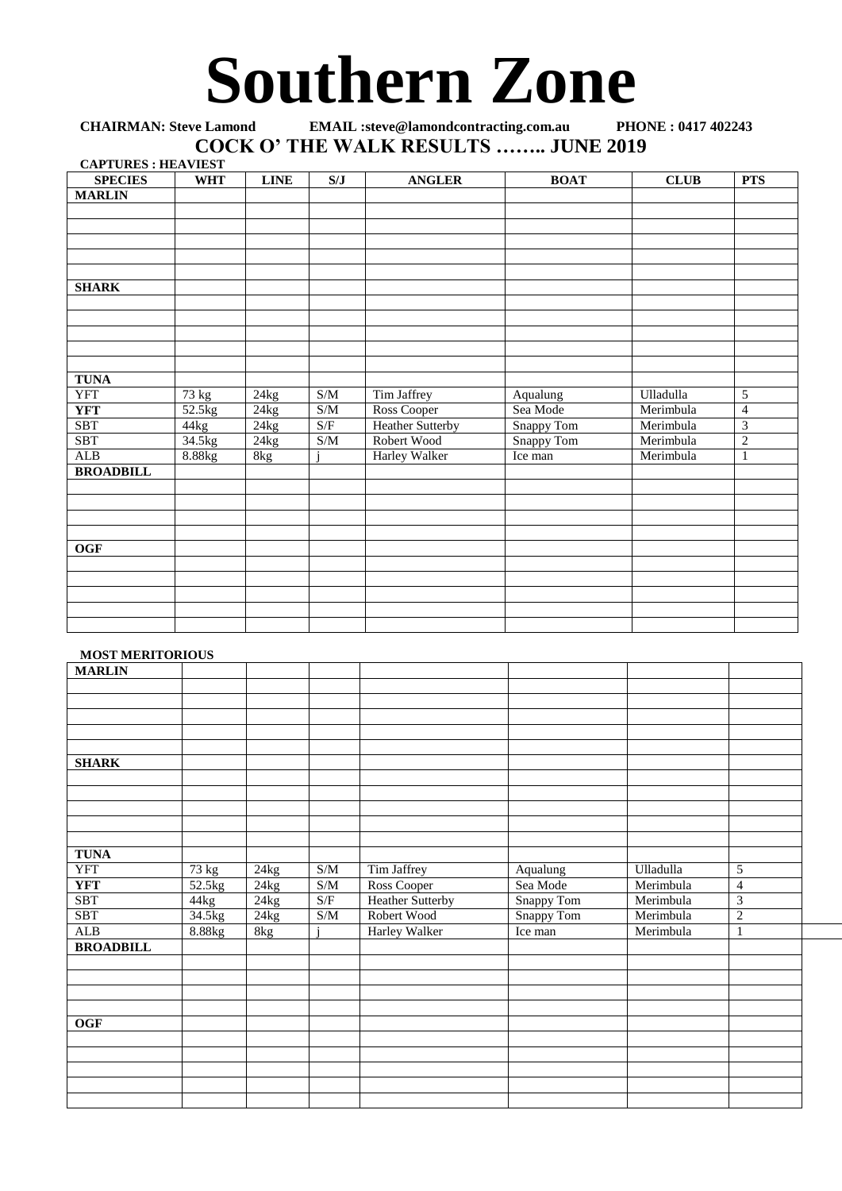# Southern Zone

**CHAIRMAN: Steve Lamond EMAIL :steve@lamondcontracting.com.au PHONE : 0417 402243**

## COCK O' THE WALK RESULTS …….. JUNE 2019

**CAPTURES : HEAVIEST**

| SPECIES | WHT | LINE | S/J | ANGLER | BOAT | CLUB | PTS |
|---|---|---|---|---|---|---|---|
| **MARLIN** | | | | | | | |
| | | | | | | | |
| | | | | | | | |
| | | | | | | | |
| | | | | | | | |
| | | | | | | | |
| **SHARK** | | | | | | | |
| | | | | | | | |
| | | | | | | | |
| | | | | | | | |
| | | | | | | | |
| | | | | | | | |
| **TUNA** | | | | | | | |
| YFT | 73 kg | 24kg | S/M | Tim Jaffrey | Aqualung | Ulladulla | 5 |
| **YFT** | 52.5kg | 24kg | S/M | Ross Cooper | Sea Mode | Merimbula | 4 |
| SBT | 44kg | 24kg | S/F | Heather Sutterby | Snappy Tom | Merimbula | 3 |
| SBT | 34.5kg | 24kg | S/M | Robert Wood | Snappy Tom | Merimbula | 2 |
| ALB | 8.88kg | 8kg | j | Harley Walker | Ice man | Merimbula | 1 |
| **BROADBILL** | | | | | | | |
| | | | | | | | |
| | | | | | | | |
| | | | | | | | |
| | | | | | | | |
| **OGF** | | | | | | | |
| | | | | | | | |
| | | | | | | | |
| | | | | | | | |
| | | | | | | | |
| | | | | | | | |

**MOST MERITORIOUS**

| | | | | | | | |
|---|---|---|---|---|---|---|---|
| **MARLIN** | | | | | | | |
| | | | | | | | |
| | | | | | | | |
| | | | | | | | |
| | | | | | | | |
| | | | | | | | |
| **SHARK** | | | | | | | |
| | | | | | | | |
| | | | | | | | |
| | | | | | | | |
| | | | | | | | |
| | | | | | | | |
| **TUNA** | | | | | | | |
| YFT | 73 kg | 24kg | S/M | Tim Jaffrey | Aqualung | Ulladulla | 5 |
| **YFT** | 52.5kg | 24kg | S/M | Ross Cooper | Sea Mode | Merimbula | 4 |
| SBT | 44kg | 24kg | S/F | Heather Sutterby | Snappy Tom | Merimbula | 3 |
| SBT | 34.5kg | 24kg | S/M | Robert Wood | Snappy Tom | Merimbula | 2 |
| ALB | 8.88kg | 8kg | j | Harley Walker | Ice man | Merimbula | 1 |
| **BROADBILL** | | | | | | | |
| | | | | | | | |
| | | | | | | | |
| | | | | | | | |
| | | | | | | | |
| **OGF** | | | | | | | |
| | | | | | | | |
| | | | | | | | |
| | | | | | | | |
| | | | | | | | |
| | | | | | | | |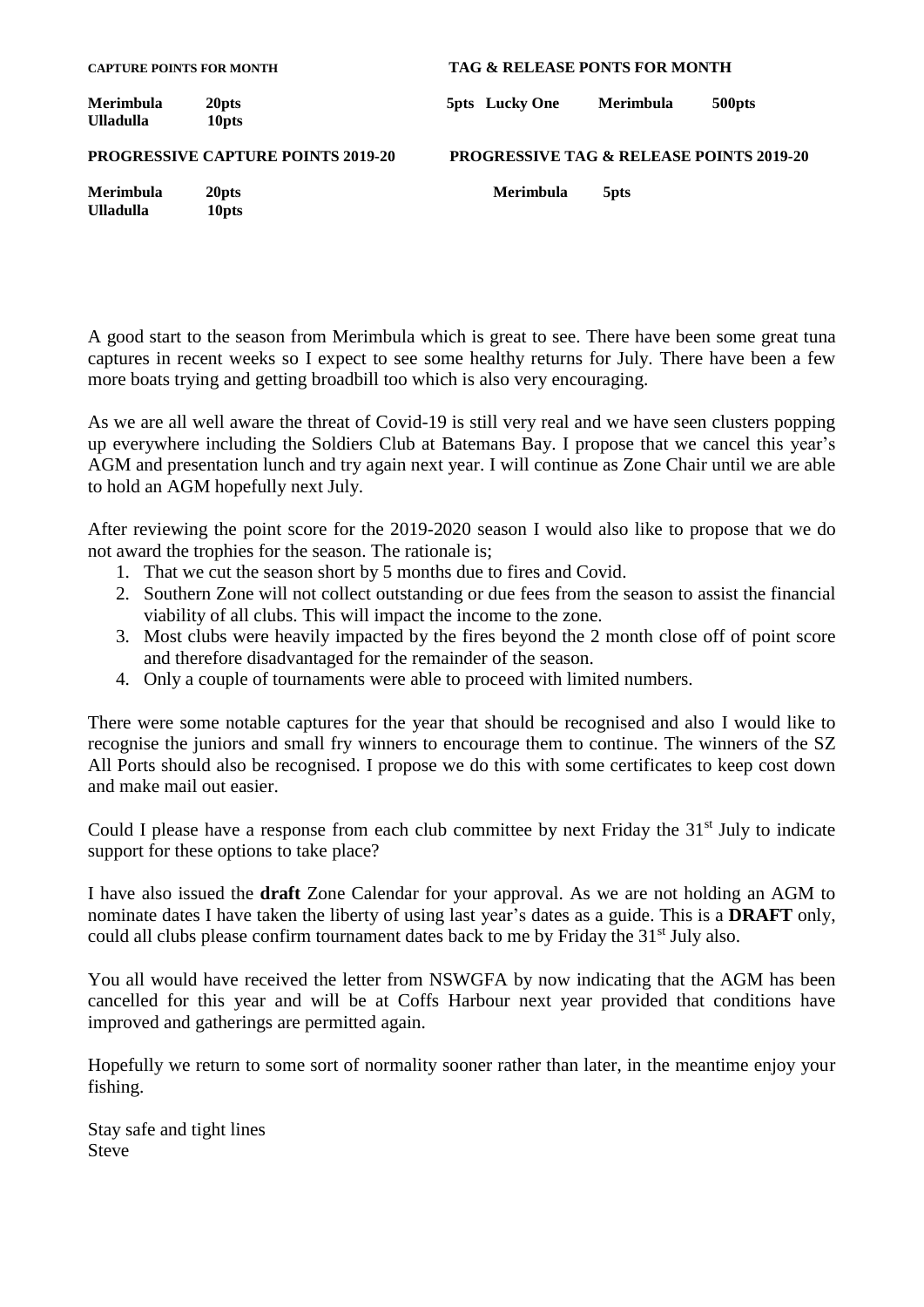| CAPTURE POINTS FOR MONTH | | TAG & RELEASE PONTS FOR MONTH | | | |
|---|---|---|---|---|---|
| **Merimbula** | **20pts** | **5pts** | **Lucky One** | **Merimbula** | **500pts** |
| **Ulladulla** | **10pts** | | | | |

| PROGRESSIVE CAPTURE POINTS 2019-20 | | PROGRESSIVE TAG & RELEASE POINTS 2019-20 | |
|---|---|---|---|
| **Merimbula** | **20pts** | **Merimbula** | **5pts** |
| **Ulladulla** | **10pts** | | |

A good start to the season from Merimbula which is great to see. There have been some great tuna captures in recent weeks so I expect to see some healthy returns for July. There have been a few more boats trying and getting broadbill too which is also very encouraging.

As we are all well aware the threat of Covid-19 is still very real and we have seen clusters popping up everywhere including the Soldiers Club at Batemans Bay. I propose that we cancel this year's AGM and presentation lunch and try again next year. I will continue as Zone Chair until we are able to hold an AGM hopefully next July.

After reviewing the point score for the 2019-2020 season I would also like to propose that we do not award the trophies for the season. The rationale is;

1. That we cut the season short by 5 months due to fires and Covid.
2. Southern Zone will not collect outstanding or due fees from the season to assist the financial viability of all clubs. This will impact the income to the zone.
3. Most clubs were heavily impacted by the fires beyond the 2 month close off of point score and therefore disadvantaged for the remainder of the season.
4. Only a couple of tournaments were able to proceed with limited numbers.

There were some notable captures for the year that should be recognised and also I would like to recognise the juniors and small fry winners to encourage them to continue. The winners of the SZ All Ports should also be recognised. I propose we do this with some certificates to keep cost down and make mail out easier.

Could I please have a response from each club committee by next Friday the 31st July to indicate support for these options to take place?

I have also issued the **draft** Zone Calendar for your approval. As we are not holding an AGM to nominate dates I have taken the liberty of using last year's dates as a guide. This is a **DRAFT** only, could all clubs please confirm tournament dates back to me by Friday the 31st July also.

You all would have received the letter from NSWGFA by now indicating that the AGM has been cancelled for this year and will be at Coffs Harbour next year provided that conditions have improved and gatherings are permitted again.

Hopefully we return to some sort of normality sooner rather than later, in the meantime enjoy your fishing.

Stay safe and tight lines
Steve